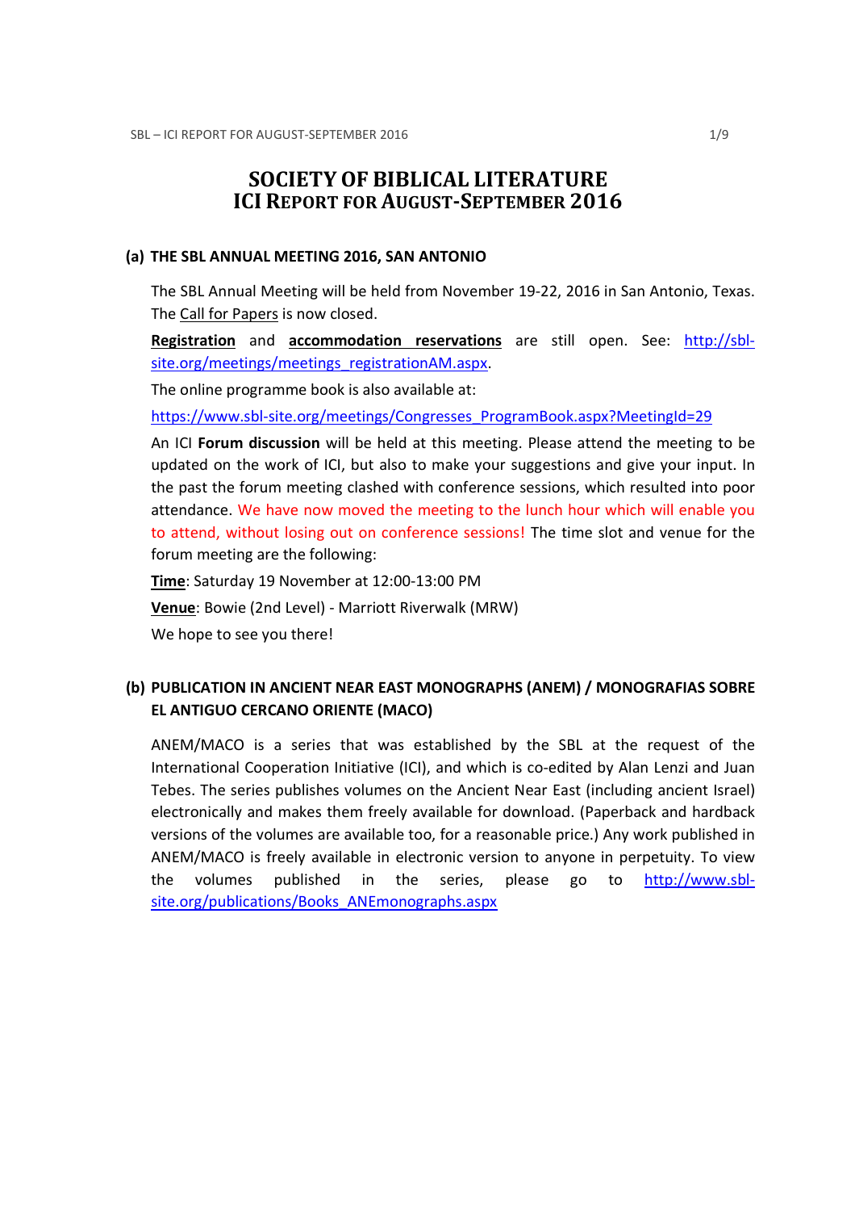# SOCIETY OF BIBLICAL LITERATURE
# ICI REPORT FOR AUGUST-SEPTEMBER 2016

## (a) THE SBL ANNUAL MEETING 2016, SAN ANTONIO

The SBL Annual Meeting will be held from November 19-22, 2016 in San Antonio, Texas. The Call for Papers is now closed.

**Registration** and **accommodation reservations** are still open. See: http://sbl-site.org/meetings/meetings_registrationAM.aspx.

The online programme book is also available at:

https://www.sbl-site.org/meetings/Congresses_ProgramBook.aspx?MeetingId=29

An ICI **Forum discussion** will be held at this meeting. Please attend the meeting to be updated on the work of ICI, but also to make your suggestions and give your input. In the past the forum meeting clashed with conference sessions, which resulted into poor attendance. We have now moved the meeting to the lunch hour which will enable you to attend, without losing out on conference sessions! The time slot and venue for the forum meeting are the following:

**Time**: Saturday 19 November at 12:00-13:00 PM

**Venue**: Bowie (2nd Level) - Marriott Riverwalk (MRW)

We hope to see you there!

## (b) PUBLICATION IN ANCIENT NEAR EAST MONOGRAPHS (ANEM) / MONOGRAFIAS SOBRE EL ANTIGUO CERCANO ORIENTE (MACO)

ANEM/MACO is a series that was established by the SBL at the request of the International Cooperation Initiative (ICI), and which is co-edited by Alan Lenzi and Juan Tebes. The series publishes volumes on the Ancient Near East (including ancient Israel) electronically and makes them freely available for download. (Paperback and hardback versions of the volumes are available too, for a reasonable price.) Any work published in ANEM/MACO is freely available in electronic version to anyone in perpetuity. To view the volumes published in the series, please go to http://www.sbl-site.org/publications/Books_ANEmonographs.aspx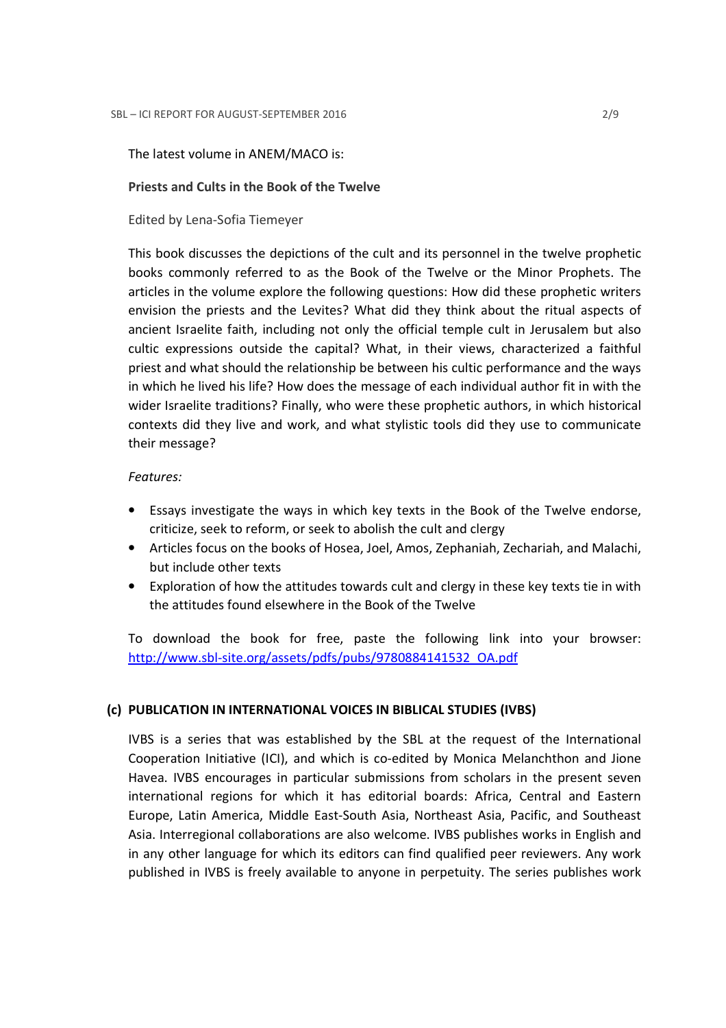The latest volume in ANEM/MACO is:

**Priests and Cults in the Book of the Twelve**

Edited by Lena-Sofia Tiemeyer

This book discusses the depictions of the cult and its personnel in the twelve prophetic books commonly referred to as the Book of the Twelve or the Minor Prophets. The articles in the volume explore the following questions: How did these prophetic writers envision the priests and the Levites? What did they think about the ritual aspects of ancient Israelite faith, including not only the official temple cult in Jerusalem but also cultic expressions outside the capital? What, in their views, characterized a faithful priest and what should the relationship be between his cultic performance and the ways in which he lived his life? How does the message of each individual author fit in with the wider Israelite traditions? Finally, who were these prophetic authors, in which historical contexts did they live and work, and what stylistic tools did they use to communicate their message?

*Features:*

- Essays investigate the ways in which key texts in the Book of the Twelve endorse, criticize, seek to reform, or seek to abolish the cult and clergy
- Articles focus on the books of Hosea, Joel, Amos, Zephaniah, Zechariah, and Malachi, but include other texts
- Exploration of how the attitudes towards cult and clergy in these key texts tie in with the attitudes found elsewhere in the Book of the Twelve

To download the book for free, paste the following link into your browser: http://www.sbl-site.org/assets/pdfs/pubs/9780884141532_OA.pdf

### (c) PUBLICATION IN INTERNATIONAL VOICES IN BIBLICAL STUDIES (IVBS)

IVBS is a series that was established by the SBL at the request of the International Cooperation Initiative (ICI), and which is co-edited by Monica Melanchthon and Jione Havea. IVBS encourages in particular submissions from scholars in the present seven international regions for which it has editorial boards: Africa, Central and Eastern Europe, Latin America, Middle East-South Asia, Northeast Asia, Pacific, and Southeast Asia. Interregional collaborations are also welcome. IVBS publishes works in English and in any other language for which its editors can find qualified peer reviewers. Any work published in IVBS is freely available to anyone in perpetuity. The series publishes work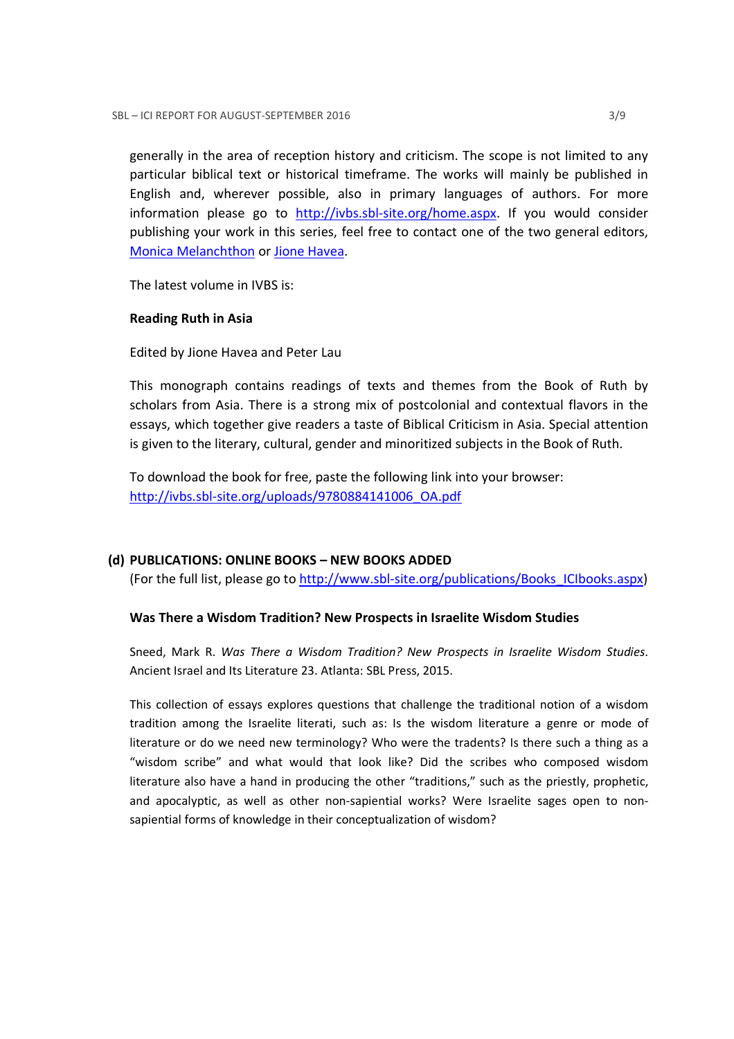generally in the area of reception history and criticism. The scope is not limited to any particular biblical text or historical timeframe. The works will mainly be published in English and, wherever possible, also in primary languages of authors. For more information please go to [http://ivbs.sbl-site.org/home.aspx](http://ivbs.sbl-site.org/home.aspx). If you would consider publishing your work in this series, feel free to contact one of the two general editors, Monica Melanchthon or Jione Havea.

The latest volume in IVBS is:

**Reading Ruth in Asia**

Edited by Jione Havea and Peter Lau

This monograph contains readings of texts and themes from the Book of Ruth by scholars from Asia. There is a strong mix of postcolonial and contextual flavors in the essays, which together give readers a taste of Biblical Criticism in Asia. Special attention is given to the literary, cultural, gender and minoritized subjects in the Book of Ruth.

To download the book for free, paste the following link into your browser:
[http://ivbs.sbl-site.org/uploads/9780884141006_OA.pdf](http://ivbs.sbl-site.org/uploads/9780884141006_OA.pdf)

## (d) PUBLICATIONS: ONLINE BOOKS – NEW BOOKS ADDED

(For the full list, please go to [http://www.sbl-site.org/publications/Books_ICIbooks.aspx](http://www.sbl-site.org/publications/Books_ICIbooks.aspx))

**Was There a Wisdom Tradition? New Prospects in Israelite Wisdom Studies**

Sneed, Mark R. *Was There a Wisdom Tradition? New Prospects in Israelite Wisdom Studies.* Ancient Israel and Its Literature 23. Atlanta: SBL Press, 2015.

This collection of essays explores questions that challenge the traditional notion of a wisdom tradition among the Israelite literati, such as: Is the wisdom literature a genre or mode of literature or do we need new terminology? Who were the tradents? Is there such a thing as a "wisdom scribe" and what would that look like? Did the scribes who composed wisdom literature also have a hand in producing the other "traditions," such as the priestly, prophetic, and apocalyptic, as well as other non-sapiential works? Were Israelite sages open to non-sapiential forms of knowledge in their conceptualization of wisdom?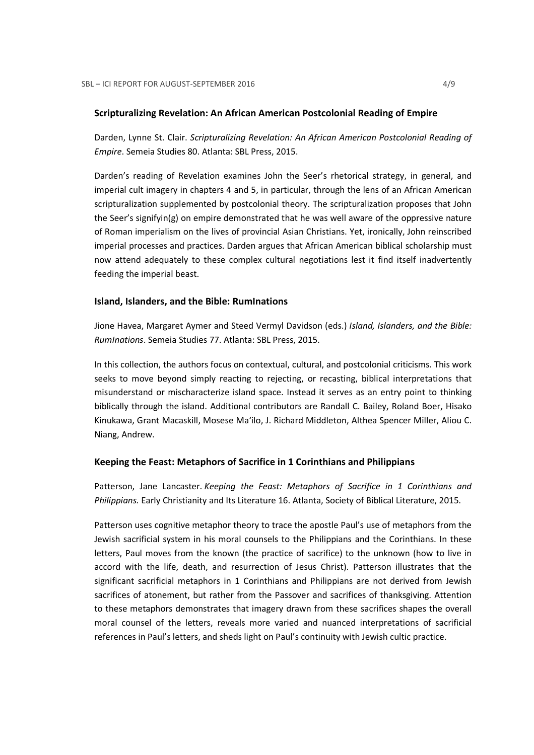### Scripturalizing Revelation: An African American Postcolonial Reading of Empire

Darden, Lynne St. Clair. *Scripturalizing Revelation: An African American Postcolonial Reading of Empire*. Semeia Studies 80. Atlanta: SBL Press, 2015.

Darden's reading of Revelation examines John the Seer's rhetorical strategy, in general, and imperial cult imagery in chapters 4 and 5, in particular, through the lens of an African American scripturalization supplemented by postcolonial theory. The scripturalization proposes that John the Seer's signifyin(g) on empire demonstrated that he was well aware of the oppressive nature of Roman imperialism on the lives of provincial Asian Christians. Yet, ironically, John reinscribed imperial processes and practices. Darden argues that African American biblical scholarship must now attend adequately to these complex cultural negotiations lest it find itself inadvertently feeding the imperial beast.

### Island, Islanders, and the Bible: RumInations

Jione Havea, Margaret Aymer and Steed Vermyl Davidson (eds.) *Island, Islanders, and the Bible: RumInations*. Semeia Studies 77. Atlanta: SBL Press, 2015.

In this collection, the authors focus on contextual, cultural, and postcolonial criticisms. This work seeks to move beyond simply reacting to rejecting, or recasting, biblical interpretations that misunderstand or mischaracterize island space. Instead it serves as an entry point to thinking biblically through the island. Additional contributors are Randall C. Bailey, Roland Boer, Hisako Kinukawa, Grant Macaskill, Mosese Ma'ilo, J. Richard Middleton, Althea Spencer Miller, Aliou C. Niang, Andrew.

### Keeping the Feast: Metaphors of Sacrifice in 1 Corinthians and Philippians

Patterson, Jane Lancaster. *Keeping the Feast: Metaphors of Sacrifice in 1 Corinthians and Philippians.* Early Christianity and Its Literature 16. Atlanta, Society of Biblical Literature, 2015.

Patterson uses cognitive metaphor theory to trace the apostle Paul's use of metaphors from the Jewish sacrificial system in his moral counsels to the Philippians and the Corinthians. In these letters, Paul moves from the known (the practice of sacrifice) to the unknown (how to live in accord with the life, death, and resurrection of Jesus Christ). Patterson illustrates that the significant sacrificial metaphors in 1 Corinthians and Philippians are not derived from Jewish sacrifices of atonement, but rather from the Passover and sacrifices of thanksgiving. Attention to these metaphors demonstrates that imagery drawn from these sacrifices shapes the overall moral counsel of the letters, reveals more varied and nuanced interpretations of sacrificial references in Paul's letters, and sheds light on Paul's continuity with Jewish cultic practice.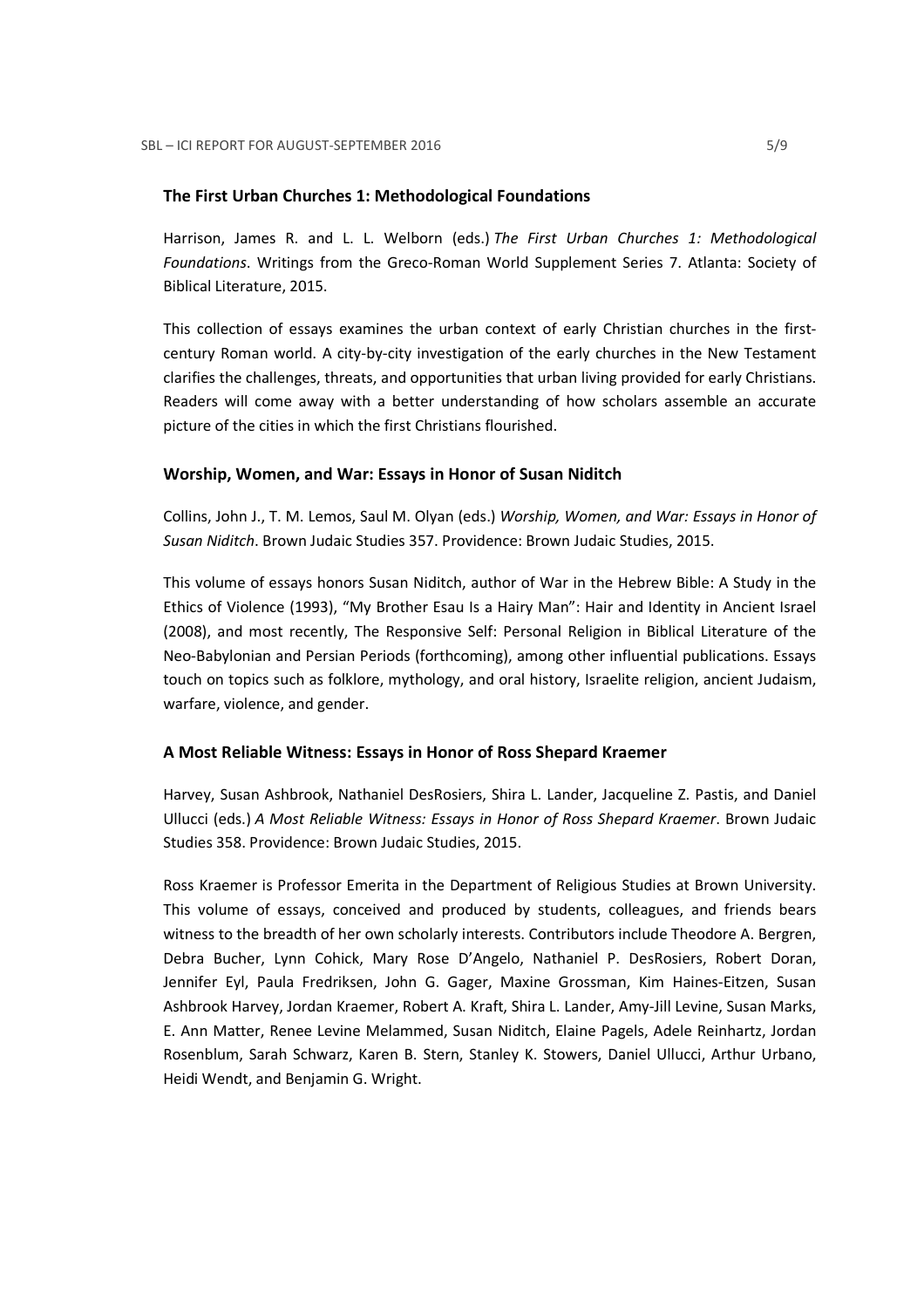### The First Urban Churches 1: Methodological Foundations

Harrison, James R. and L. L. Welborn (eds.) *The First Urban Churches 1: Methodological Foundations*. Writings from the Greco-Roman World Supplement Series 7. Atlanta: Society of Biblical Literature, 2015.

This collection of essays examines the urban context of early Christian churches in the first-century Roman world. A city-by-city investigation of the early churches in the New Testament clarifies the challenges, threats, and opportunities that urban living provided for early Christians. Readers will come away with a better understanding of how scholars assemble an accurate picture of the cities in which the first Christians flourished.

### Worship, Women, and War: Essays in Honor of Susan Niditch

Collins, John J., T. M. Lemos, Saul M. Olyan (eds.) *Worship, Women, and War: Essays in Honor of Susan Niditch*. Brown Judaic Studies 357. Providence: Brown Judaic Studies, 2015.

This volume of essays honors Susan Niditch, author of War in the Hebrew Bible: A Study in the Ethics of Violence (1993), "My Brother Esau Is a Hairy Man": Hair and Identity in Ancient Israel (2008), and most recently, The Responsive Self: Personal Religion in Biblical Literature of the Neo-Babylonian and Persian Periods (forthcoming), among other influential publications. Essays touch on topics such as folklore, mythology, and oral history, Israelite religion, ancient Judaism, warfare, violence, and gender.

### A Most Reliable Witness: Essays in Honor of Ross Shepard Kraemer

Harvey, Susan Ashbrook, Nathaniel DesRosiers, Shira L. Lander, Jacqueline Z. Pastis, and Daniel Ullucci (eds.) *A Most Reliable Witness: Essays in Honor of Ross Shepard Kraemer*. Brown Judaic Studies 358. Providence: Brown Judaic Studies, 2015.

Ross Kraemer is Professor Emerita in the Department of Religious Studies at Brown University. This volume of essays, conceived and produced by students, colleagues, and friends bears witness to the breadth of her own scholarly interests. Contributors include Theodore A. Bergren, Debra Bucher, Lynn Cohick, Mary Rose D'Angelo, Nathaniel P. DesRosiers, Robert Doran, Jennifer Eyl, Paula Fredriksen, John G. Gager, Maxine Grossman, Kim Haines-Eitzen, Susan Ashbrook Harvey, Jordan Kraemer, Robert A. Kraft, Shira L. Lander, Amy-Jill Levine, Susan Marks, E. Ann Matter, Renee Levine Melammed, Susan Niditch, Elaine Pagels, Adele Reinhartz, Jordan Rosenblum, Sarah Schwarz, Karen B. Stern, Stanley K. Stowers, Daniel Ullucci, Arthur Urbano, Heidi Wendt, and Benjamin G. Wright.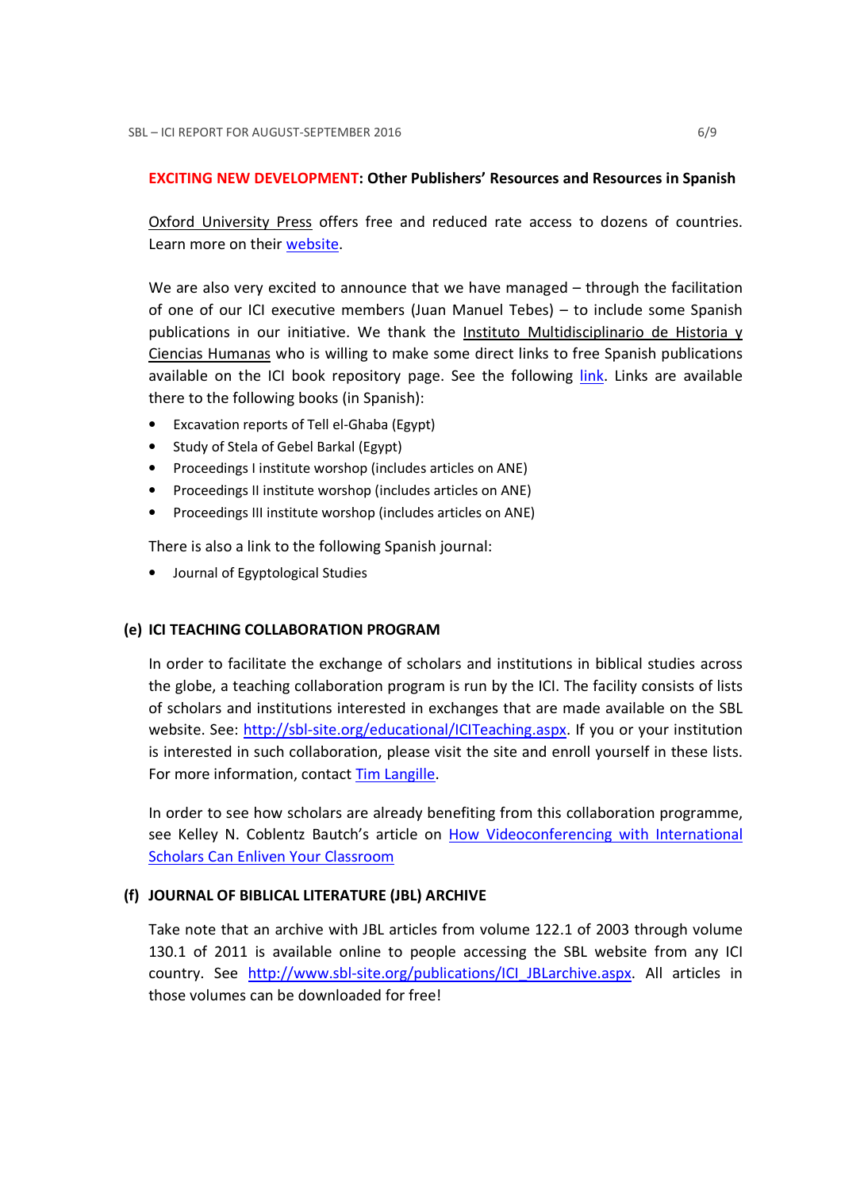**EXCITING NEW DEVELOPMENT: Other Publishers' Resources and Resources in Spanish**

Oxford University Press offers free and reduced rate access to dozens of countries. Learn more on their website.

We are also very excited to announce that we have managed – through the facilitation of one of our ICI executive members (Juan Manuel Tebes) – to include some Spanish publications in our initiative. We thank the Instituto Multidisciplinario de Historia y Ciencias Humanas who is willing to make some direct links to free Spanish publications available on the ICI book repository page. See the following link. Links are available there to the following books (in Spanish):

- Excavation reports of Tell el-Ghaba (Egypt)
- Study of Stela of Gebel Barkal (Egypt)
- Proceedings I institute worshop (includes articles on ANE)
- Proceedings II institute worshop (includes articles on ANE)
- Proceedings III institute worshop (includes articles on ANE)

There is also a link to the following Spanish journal:

- Journal of Egyptological Studies

### (e) ICI TEACHING COLLABORATION PROGRAM

In order to facilitate the exchange of scholars and institutions in biblical studies across the globe, a teaching collaboration program is run by the ICI. The facility consists of lists of scholars and institutions interested in exchanges that are made available on the SBL website. See: http://sbl-site.org/educational/ICITeaching.aspx. If you or your institution is interested in such collaboration, please visit the site and enroll yourself in these lists. For more information, contact Tim Langille.

In order to see how scholars are already benefiting from this collaboration programme, see Kelley N. Coblentz Bautch's article on How Videoconferencing with International Scholars Can Enliven Your Classroom

### (f) JOURNAL OF BIBLICAL LITERATURE (JBL) ARCHIVE

Take note that an archive with JBL articles from volume 122.1 of 2003 through volume 130.1 of 2011 is available online to people accessing the SBL website from any ICI country. See http://www.sbl-site.org/publications/ICI_JBLarchive.aspx. All articles in those volumes can be downloaded for free!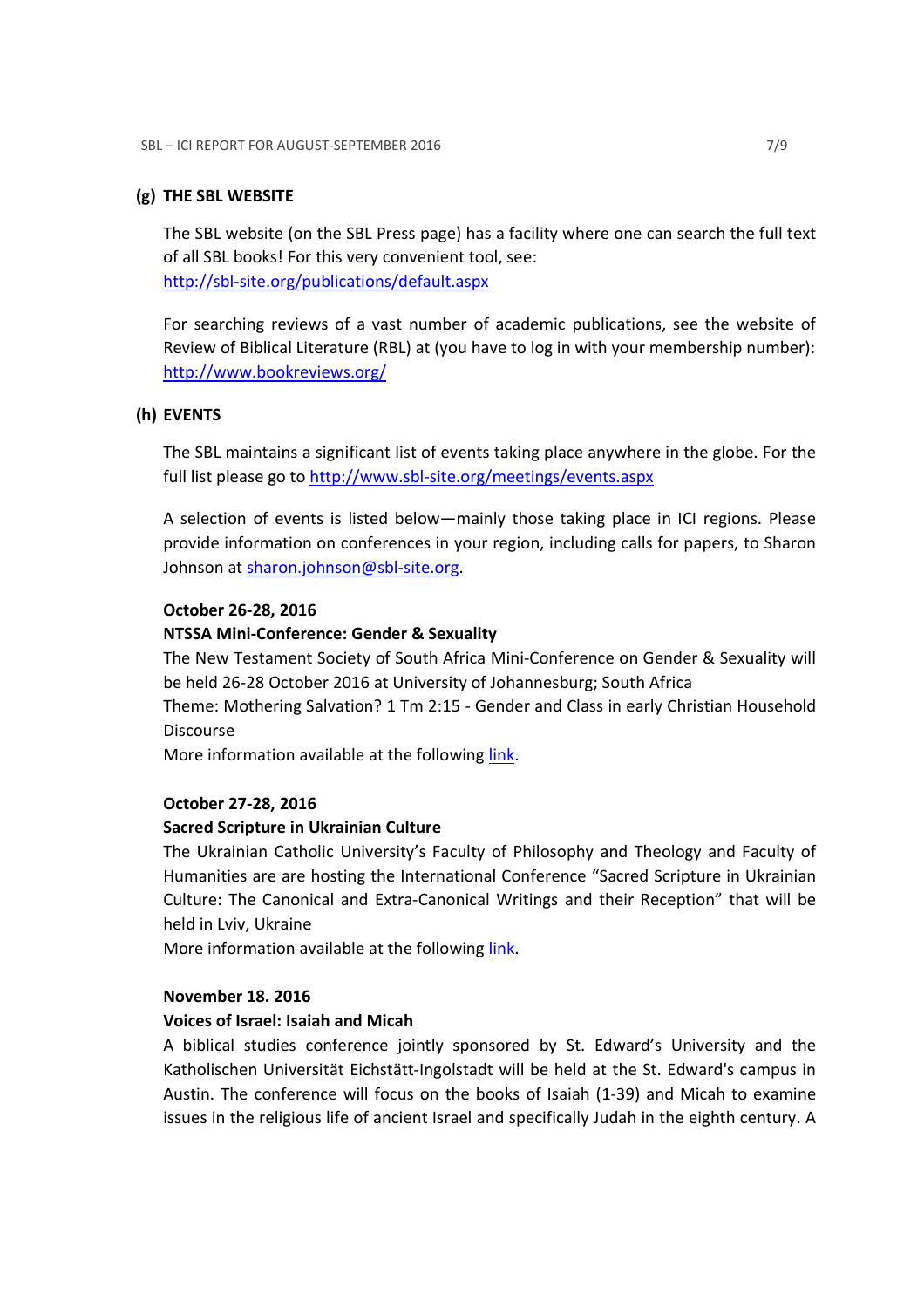### (g) THE SBL WEBSITE

The SBL website (on the SBL Press page) has a facility where one can search the full text of all SBL books! For this very convenient tool, see: [http://sbl-site.org/publications/default.aspx](http://sbl-site.org/publications/default.aspx)

For searching reviews of a vast number of academic publications, see the website of Review of Biblical Literature (RBL) at (you have to log in with your membership number): [http://www.bookreviews.org/](http://www.bookreviews.org/)

### (h) EVENTS

The SBL maintains a significant list of events taking place anywhere in the globe. For the full list please go to [http://www.sbl-site.org/meetings/events.aspx](http://www.sbl-site.org/meetings/events.aspx)

A selection of events is listed below—mainly those taking place in ICI regions. Please provide information on conferences in your region, including calls for papers, to Sharon Johnson at [sharon.johnson@sbl-site.org](mailto:sharon.johnson@sbl-site.org).

**October 26-28, 2016**
**NTSSA Mini-Conference: Gender & Sexuality**
The New Testament Society of South Africa Mini-Conference on Gender & Sexuality will be held 26-28 October 2016 at University of Johannesburg; South Africa
Theme: Mothering Salvation? 1 Tm 2:15 - Gender and Class in early Christian Household Discourse
More information available at the following link.

**October 27-28, 2016**
**Sacred Scripture in Ukrainian Culture**
The Ukrainian Catholic University's Faculty of Philosophy and Theology and Faculty of Humanities are are hosting the International Conference "Sacred Scripture in Ukrainian Culture: The Canonical and Extra-Canonical Writings and their Reception" that will be held in Lviv, Ukraine
More information available at the following link.

**November 18. 2016**
**Voices of Israel: Isaiah and Micah**
A biblical studies conference jointly sponsored by St. Edward's University and the Katholischen Universität Eichstätt-Ingolstadt will be held at the St. Edward's campus in Austin. The conference will focus on the books of Isaiah (1-39) and Micah to examine issues in the religious life of ancient Israel and specifically Judah in the eighth century. A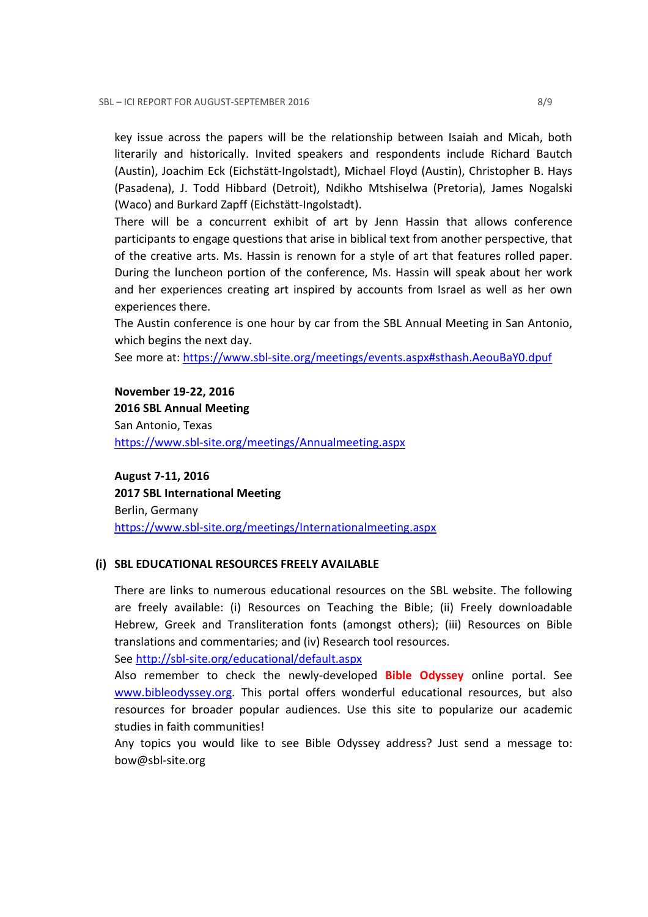key issue across the papers will be the relationship between Isaiah and Micah, both literarily and historically. Invited speakers and respondents include Richard Bautch (Austin), Joachim Eck (Eichstätt-Ingolstadt), Michael Floyd (Austin), Christopher B. Hays (Pasadena), J. Todd Hibbard (Detroit), Ndikho Mtshiselwa (Pretoria), James Nogalski (Waco) and Burkard Zapff (Eichstätt-Ingolstadt).

There will be a concurrent exhibit of art by Jenn Hassin that allows conference participants to engage questions that arise in biblical text from another perspective, that of the creative arts. Ms. Hassin is renown for a style of art that features rolled paper. During the luncheon portion of the conference, Ms. Hassin will speak about her work and her experiences creating art inspired by accounts from Israel as well as her own experiences there.

The Austin conference is one hour by car from the SBL Annual Meeting in San Antonio, which begins the next day.

See more at: https://www.sbl-site.org/meetings/events.aspx#sthash.AeouBaY0.dpuf

**November 19-22, 2016**
**2016 SBL Annual Meeting**
San Antonio, Texas
https://www.sbl-site.org/meetings/Annualmeeting.aspx

**August 7-11, 2016**
**2017 SBL International Meeting**
Berlin, Germany
https://www.sbl-site.org/meetings/Internationalmeeting.aspx

## (i) SBL EDUCATIONAL RESOURCES FREELY AVAILABLE

There are links to numerous educational resources on the SBL website. The following are freely available: (i) Resources on Teaching the Bible; (ii) Freely downloadable Hebrew, Greek and Transliteration fonts (amongst others); (iii) Resources on Bible translations and commentaries; and (iv) Research tool resources.

See http://sbl-site.org/educational/default.aspx

Also remember to check the newly-developed **Bible Odyssey** online portal. See www.bibleodyssey.org. This portal offers wonderful educational resources, but also resources for broader popular audiences. Use this site to popularize our academic studies in faith communities!

Any topics you would like to see Bible Odyssey address? Just send a message to: bow@sbl-site.org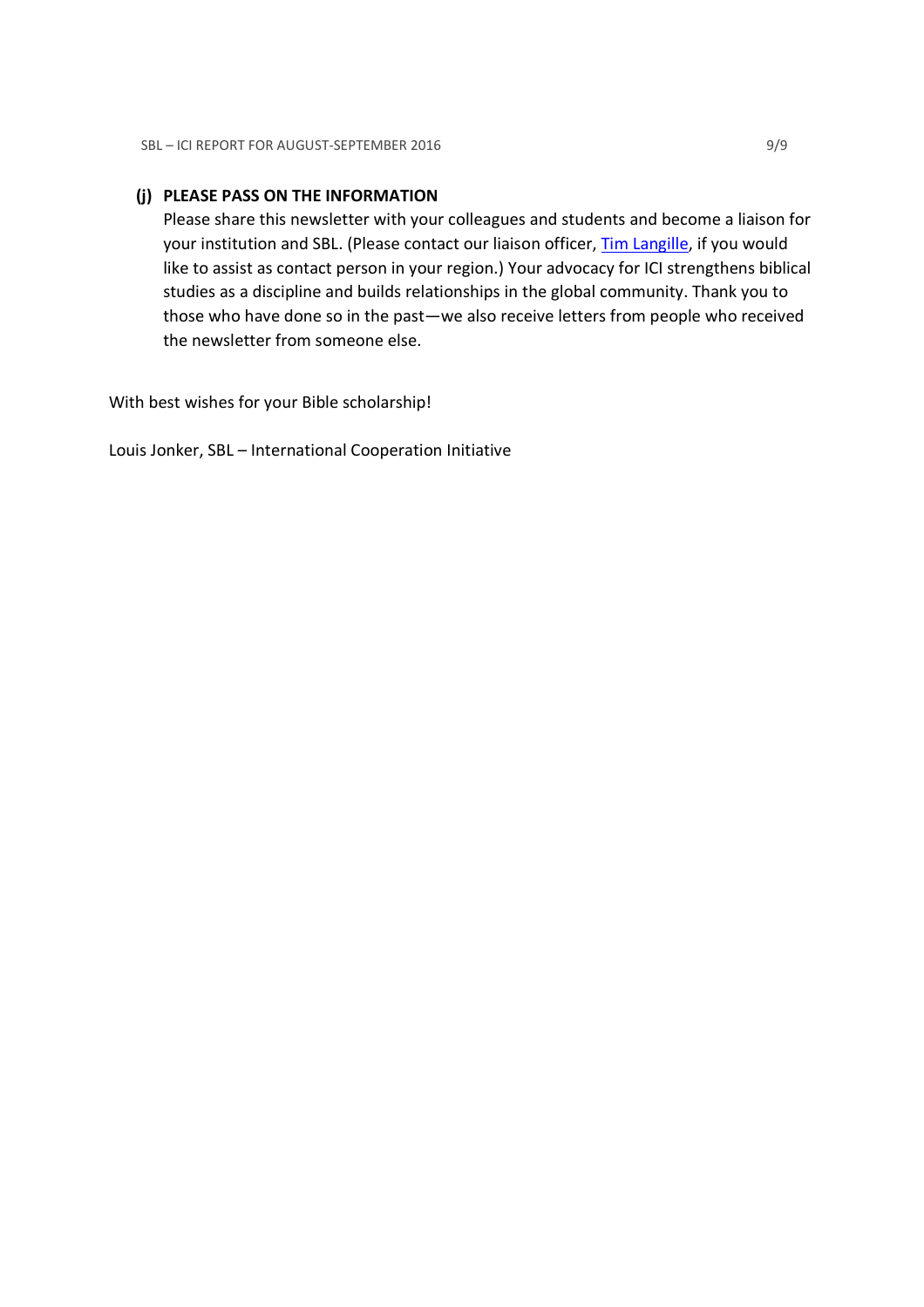### (j) PLEASE PASS ON THE INFORMATION

Please share this newsletter with your colleagues and students and become a liaison for your institution and SBL. (Please contact our liaison officer, Tim Langille, if you would like to assist as contact person in your region.) Your advocacy for ICI strengthens biblical studies as a discipline and builds relationships in the global community. Thank you to those who have done so in the past—we also receive letters from people who received the newsletter from someone else.

With best wishes for your Bible scholarship!

Louis Jonker, SBL – International Cooperation Initiative